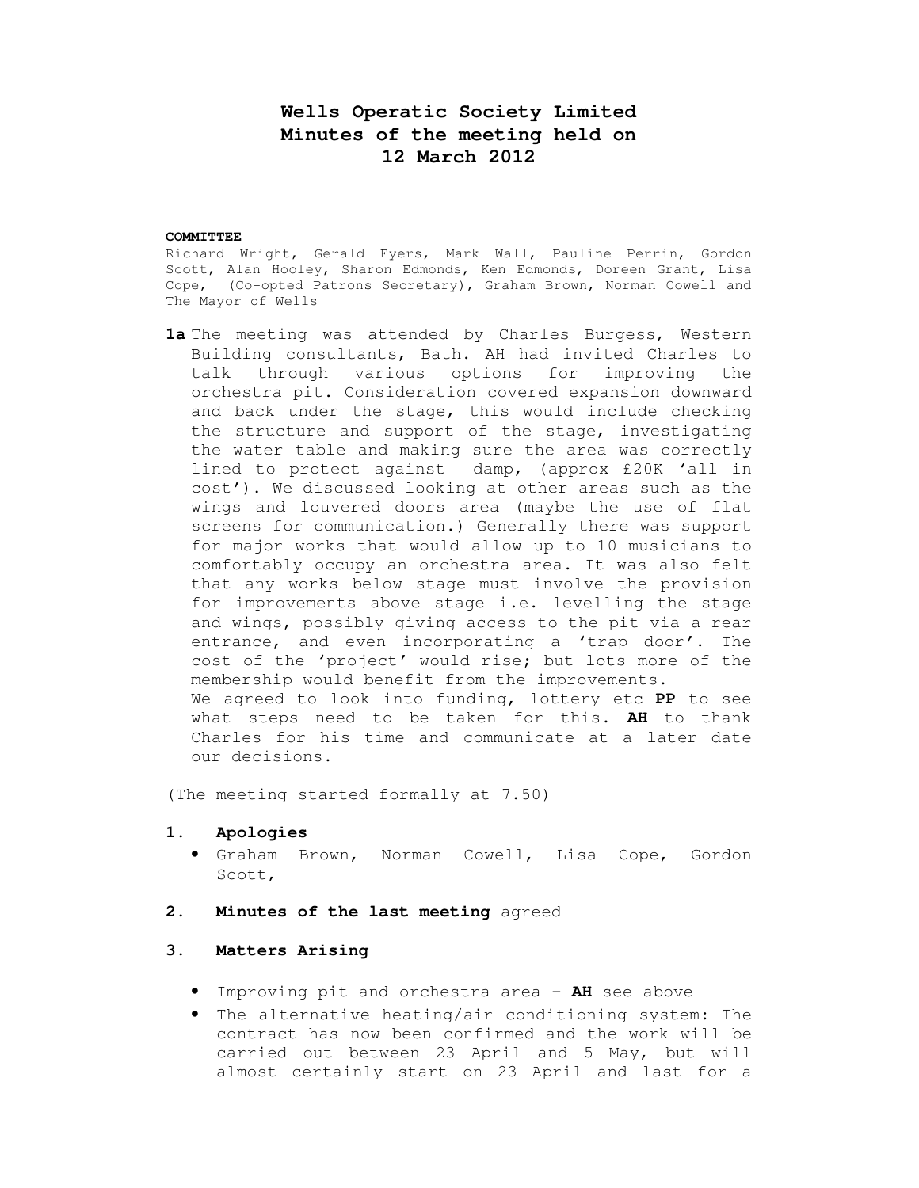# Wells Operatic Society Limited
# Minutes of the meeting held on
# 12 March 2012

**COMMITTEE**

Richard Wright, Gerald Eyers, Mark Wall, Pauline Perrin, Gordon Scott, Alan Hooley, Sharon Edmonds, Ken Edmonds, Doreen Grant, Lisa Cope, (Co-opted Patrons Secretary), Graham Brown, Norman Cowell and The Mayor of Wells

**1a** The meeting was attended by Charles Burgess, Western Building consultants, Bath. AH had invited Charles to talk through various options for improving the orchestra pit. Consideration covered expansion downward and back under the stage, this would include checking the structure and support of the stage, investigating the water table and making sure the area was correctly lined to protect against damp, (approx £20K 'all in cost'). We discussed looking at other areas such as the wings and louvered doors area (maybe the use of flat screens for communication.) Generally there was support for major works that would allow up to 10 musicians to comfortably occupy an orchestra area. It was also felt that any works below stage must involve the provision for improvements above stage i.e. levelling the stage and wings, possibly giving access to the pit via a rear entrance, and even incorporating a 'trap door'. The cost of the 'project' would rise; but lots more of the membership would benefit from the improvements.
We agreed to look into funding, lottery etc **PP** to see what steps need to be taken for this. **AH** to thank Charles for his time and communicate at a later date our decisions.

(The meeting started formally at 7.50)

1. **Apologies**
   - Graham Brown, Norman Cowell, Lisa Cope, Gordon Scott,

2. **Minutes of the last meeting** agreed

3. **Matters Arising**
   - Improving pit and orchestra area – **AH** see above
   - The alternative heating/air conditioning system: The contract has now been confirmed and the work will be carried out between 23 April and 5 May, but will almost certainly start on 23 April and last for a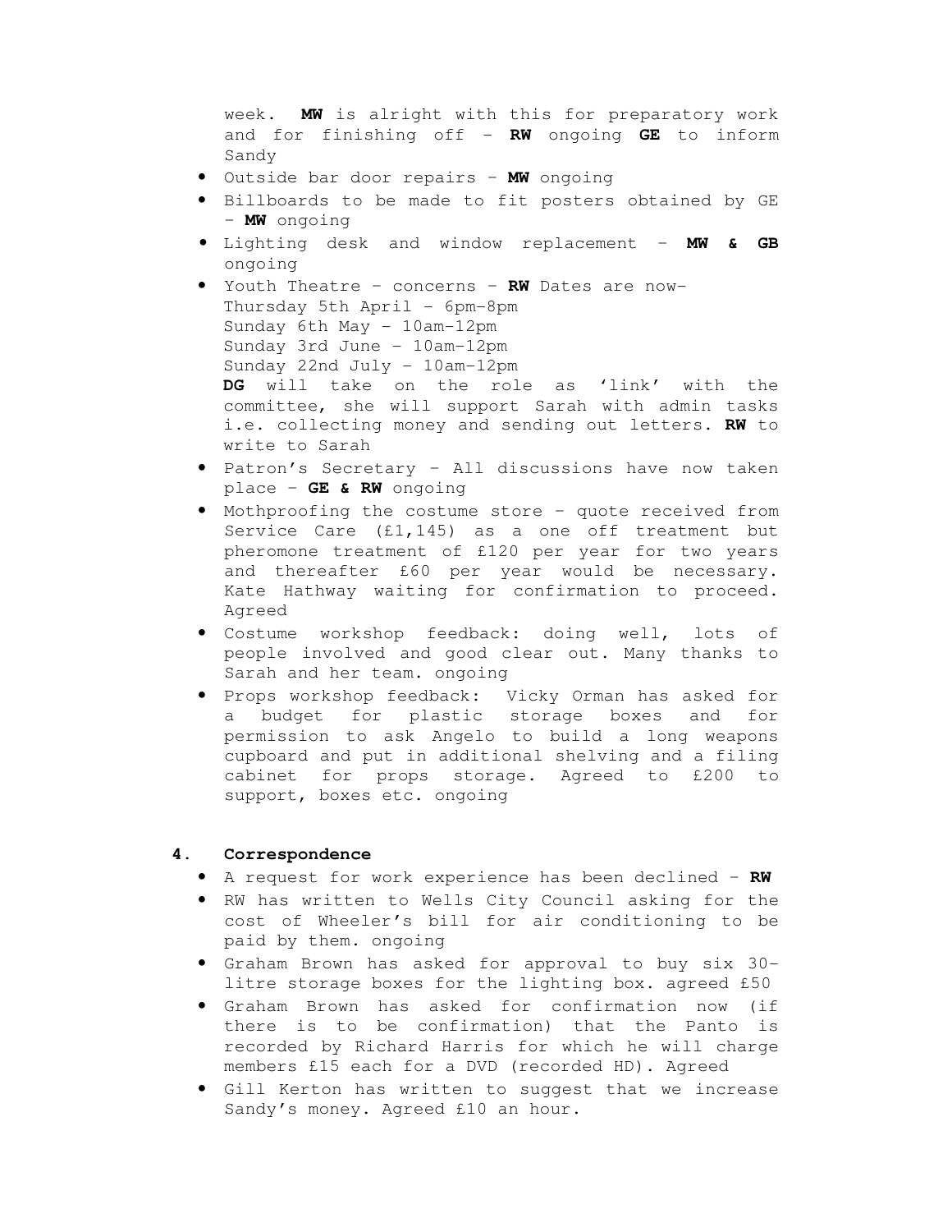week. **MW** is alright with this for preparatory work and for finishing off – **RW** ongoing **GE** to inform Sandy

- Outside bar door repairs – **MW** ongoing
- Billboards to be made to fit posters obtained by GE – **MW** ongoing
- Lighting desk and window replacement – **MW & GB** ongoing
- Youth Theatre – concerns – **RW** Dates are now–  
  Thursday 5th April – 6pm–8pm  
  Sunday 6th May – 10am–12pm  
  Sunday 3rd June – 10am–12pm  
  Sunday 22nd July – 10am–12pm  
  **DG** will take on the role as 'link' with the committee, she will support Sarah with admin tasks i.e. collecting money and sending out letters. **RW** to write to Sarah
- Patron's Secretary – All discussions have now taken place – **GE & RW** ongoing
- Mothproofing the costume store – quote received from Service Care (£1,145) as a one off treatment but pheromone treatment of £120 per year for two years and thereafter £60 per year would be necessary. Kate Hathway waiting for confirmation to proceed. Agreed
- Costume workshop feedback: doing well, lots of people involved and good clear out. Many thanks to Sarah and her team. ongoing
- Props workshop feedback: Vicky Orman has asked for a budget for plastic storage boxes and for permission to ask Angelo to build a long weapons cupboard and put in additional shelving and a filing cabinet for props storage. Agreed to £200 to support, boxes etc. ongoing

**4. Correspondence**

- A request for work experience has been declined – **RW**
- RW has written to Wells City Council asking for the cost of Wheeler's bill for air conditioning to be paid by them. ongoing
- Graham Brown has asked for approval to buy six 30-litre storage boxes for the lighting box. agreed £50
- Graham Brown has asked for confirmation now (if there is to be confirmation) that the Panto is recorded by Richard Harris for which he will charge members £15 each for a DVD (recorded HD). Agreed
- Gill Kerton has written to suggest that we increase Sandy's money. Agreed £10 an hour.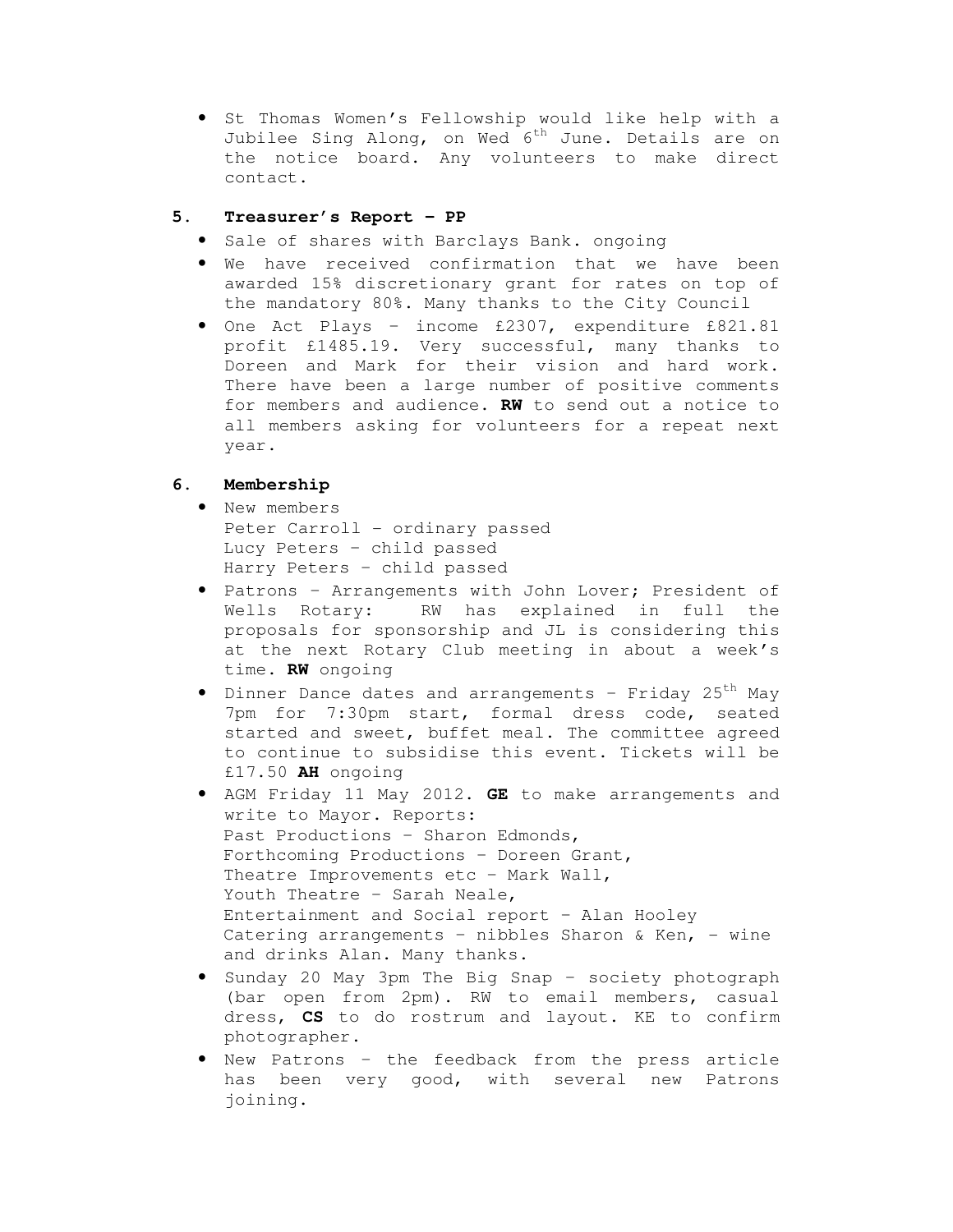- St Thomas Women's Fellowship would like help with a Jubilee Sing Along, on Wed 6th June. Details are on the notice board. Any volunteers to make direct contact.

## 5. Treasurer's Report – PP

- Sale of shares with Barclays Bank. ongoing
- We have received confirmation that we have been awarded 15% discretionary grant for rates on top of the mandatory 80%. Many thanks to the City Council
- One Act Plays – income £2307, expenditure £821.81 profit £1485.19. Very successful, many thanks to Doreen and Mark for their vision and hard work. There have been a large number of positive comments for members and audience. **RW** to send out a notice to all members asking for volunteers for a repeat next year.

## 6. Membership

- New members
  Peter Carroll – ordinary passed
  Lucy Peters – child passed
  Harry Peters – child passed
- Patrons – Arrangements with John Lover; President of Wells Rotary: RW has explained in full the proposals for sponsorship and JL is considering this at the next Rotary Club meeting in about a week's time. **RW** ongoing
- Dinner Dance dates and arrangements – Friday 25th May 7pm for 7:30pm start, formal dress code, seated started and sweet, buffet meal. The committee agreed to continue to subsidise this event. Tickets will be £17.50 **AH** ongoing
- AGM Friday 11 May 2012. **GE** to make arrangements and write to Mayor. Reports:
  Past Productions – Sharon Edmonds,
  Forthcoming Productions – Doreen Grant,
  Theatre Improvements etc – Mark Wall,
  Youth Theatre – Sarah Neale,
  Entertainment and Social report – Alan Hooley
  Catering arrangements – nibbles Sharon & Ken, – wine and drinks Alan. Many thanks.
- Sunday 20 May 3pm The Big Snap – society photograph (bar open from 2pm). RW to email members, casual dress, **CS** to do rostrum and layout. KE to confirm photographer.
- New Patrons – the feedback from the press article has been very good, with several new Patrons joining.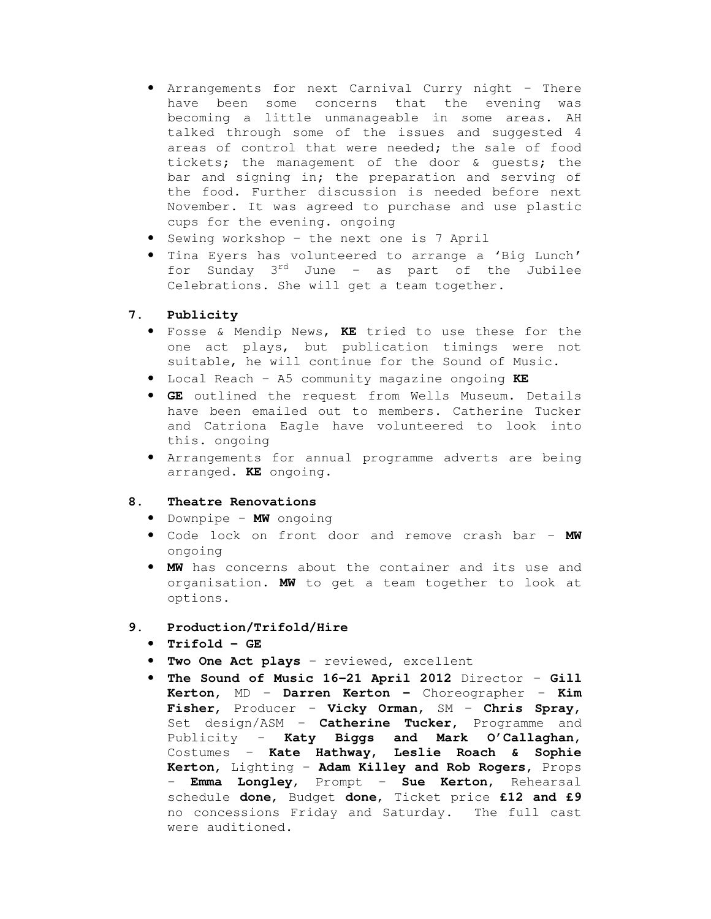- Arrangements for next Carnival Curry night – There have been some concerns that the evening was becoming a little unmanageable in some areas. AH talked through some of the issues and suggested 4 areas of control that were needed; the sale of food tickets; the management of the door & guests; the bar and signing in; the preparation and serving of the food. Further discussion is needed before next November. It was agreed to purchase and use plastic cups for the evening. ongoing
- Sewing workshop – the next one is 7 April
- Tina Eyers has volunteered to arrange a 'Big Lunch' for Sunday 3rd June – as part of the Jubilee Celebrations. She will get a team together.

## 7. Publicity

- Fosse & Mendip News, **KE** tried to use these for the one act plays, but publication timings were not suitable, he will continue for the Sound of Music.
- Local Reach – A5 community magazine ongoing **KE**
- **GE** outlined the request from Wells Museum. Details have been emailed out to members. Catherine Tucker and Catriona Eagle have volunteered to look into this. ongoing
- Arrangements for annual programme adverts are being arranged. **KE** ongoing.

## 8. Theatre Renovations

- Downpipe – **MW** ongoing
- Code lock on front door and remove crash bar – **MW** ongoing
- **MW** has concerns about the container and its use and organisation. **MW** to get a team together to look at options.

## 9. Production/Trifold/Hire

- **Trifold – GE**
- **Two One Act plays** – reviewed, excellent
- **The Sound of Music 16-21 April 2012** Director – **Gill Kerton**, MD – **Darren Kerton –** Choreographer – **Kim Fisher**, Producer – **Vicky Orman**, SM – **Chris Spray**, Set design/ASM – **Catherine Tucker**, Programme and Publicity – **Katy Biggs and Mark O'Callaghan**, Costumes – **Kate Hathway, Leslie Roach & Sophie Kerton**, Lighting – **Adam Killey and Rob Rogers**, Props – **Emma Longley**, Prompt – **Sue Kerton**, Rehearsal schedule **done**, Budget **done**, Ticket price **£12 and £9** no concessions Friday and Saturday. The full cast were auditioned.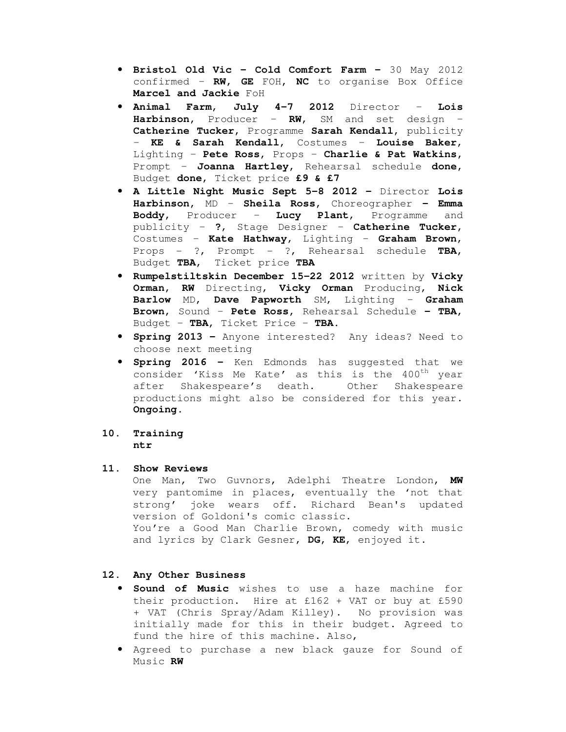- **Bristol Old Vic – Cold Comfort Farm –** 30 May 2012 confirmed – **RW**, **GE** FOH, **NC** to organise Box Office **Marcel and Jackie** FoH
- **Animal Farm, July 4-7 2012** Director – **Lois Harbinson**, Producer – **RW**, SM and set design – **Catherine Tucker**, Programme **Sarah Kendall**, publicity – **KE & Sarah Kendall**, Costumes – **Louise Baker**, Lighting – **Pete Ross**, Props – **Charlie & Pat Watkins**, Prompt – **Joanna Hartley**, Rehearsal schedule **done**, Budget **done**, Ticket price **£9 & £7**
- **A Little Night Music Sept 5-8 2012 –** Director **Lois Harbinson**, MD – **Sheila Ross**, Choreographer **– Emma Boddy**, Producer – **Lucy Plant**, Programme and publicity – **?**, Stage Designer – **Catherine Tucker**, Costumes – **Kate Hathway**, Lighting – **Graham Brown**, Props – ?, Prompt – ?, Rehearsal schedule **TBA**, Budget **TBA**, Ticket price **TBA**
- **Rumpelstiltskin December 15-22 2012** written by **Vicky Orman**, **RW** Directing, **Vicky Orman** Producing, **Nick Barlow** MD, **Dave Papworth** SM, Lighting – **Graham Brown**, Sound – **Pete Ross**, Rehearsal Schedule **– TBA**, Budget – **TBA**, Ticket Price – **TBA**.
- **Spring 2013 –** Anyone interested? Any ideas? Need to choose next meeting
- **Spring 2016 –** Ken Edmonds has suggested that we consider 'Kiss Me Kate' as this is the 400th year after Shakespeare's death. Other Shakespeare productions might also be considered for this year. **Ongoing.**

## 10. Training

**ntr**

## 11. Show Reviews

One Man, Two Guvnors, Adelphi Theatre London, **MW** very pantomime in places, eventually the 'not that strong' joke wears off. Richard Bean's updated version of Goldoni's comic classic.
You're a Good Man Charlie Brown, comedy with music and lyrics by Clark Gesner, **DG**, **KE**, enjoyed it.

## 12. Any Other Business

- **Sound of Music** wishes to use a haze machine for their production. Hire at £162 + VAT or buy at £590 + VAT (Chris Spray/Adam Killey). No provision was initially made for this in their budget. Agreed to fund the hire of this machine. Also,
- Agreed to purchase a new black gauze for Sound of Music **RW**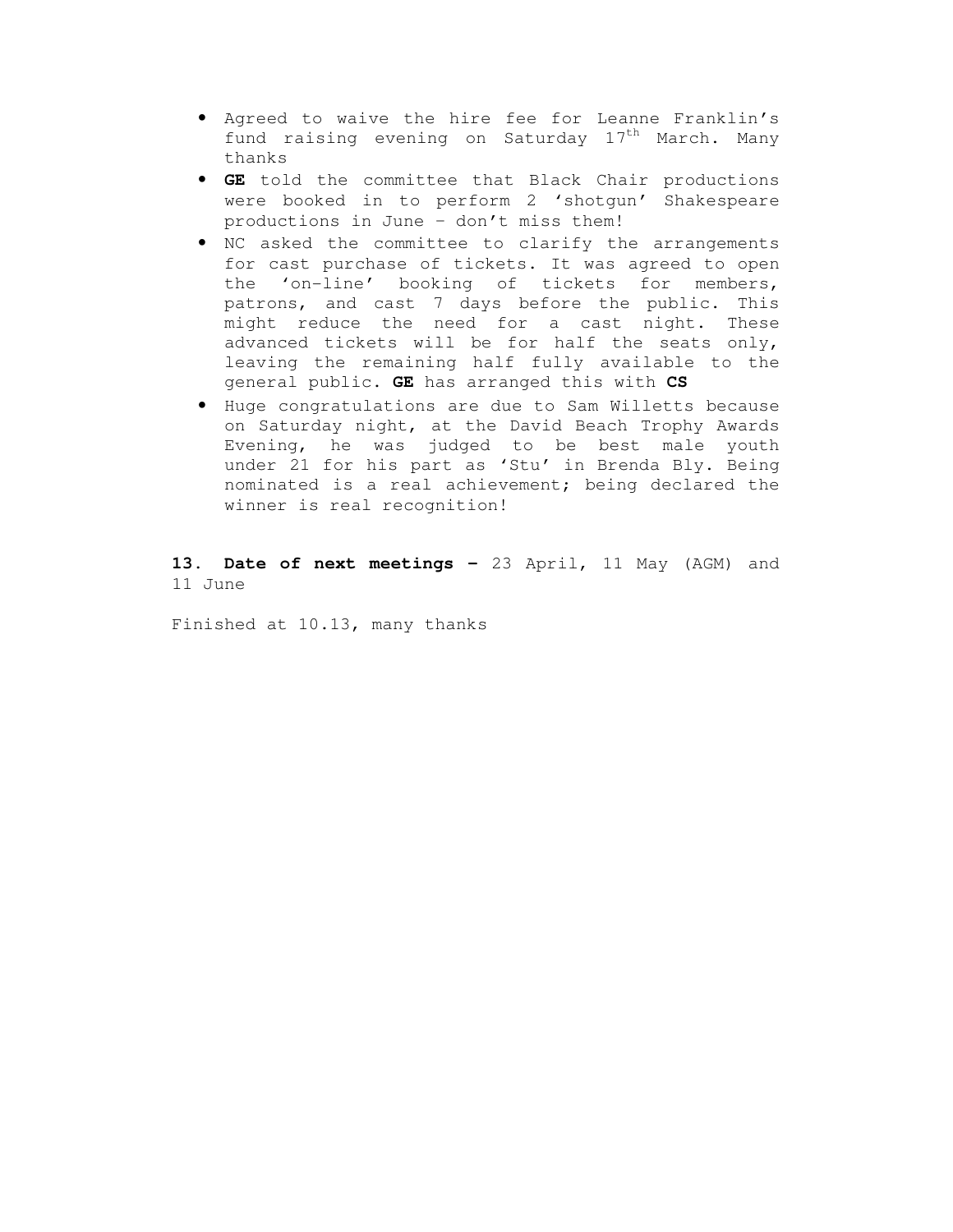- Agreed to waive the hire fee for Leanne Franklin's fund raising evening on Saturday 17th March. Many thanks
- **GE** told the committee that Black Chair productions were booked in to perform 2 'shotgun' Shakespeare productions in June – don't miss them!
- NC asked the committee to clarify the arrangements for cast purchase of tickets. It was agreed to open the 'on-line' booking of tickets for members, patrons, and cast 7 days before the public. This might reduce the need for a cast night. These advanced tickets will be for half the seats only, leaving the remaining half fully available to the general public. **GE** has arranged this with **CS**
- Huge congratulations are due to Sam Willetts because on Saturday night, at the David Beach Trophy Awards Evening, he was judged to be best male youth under 21 for his part as 'Stu' in Brenda Bly. Being nominated is a real achievement; being declared the winner is real recognition!

**13. Date of next meetings –** 23 April, 11 May (AGM) and 11 June

Finished at 10.13, many thanks